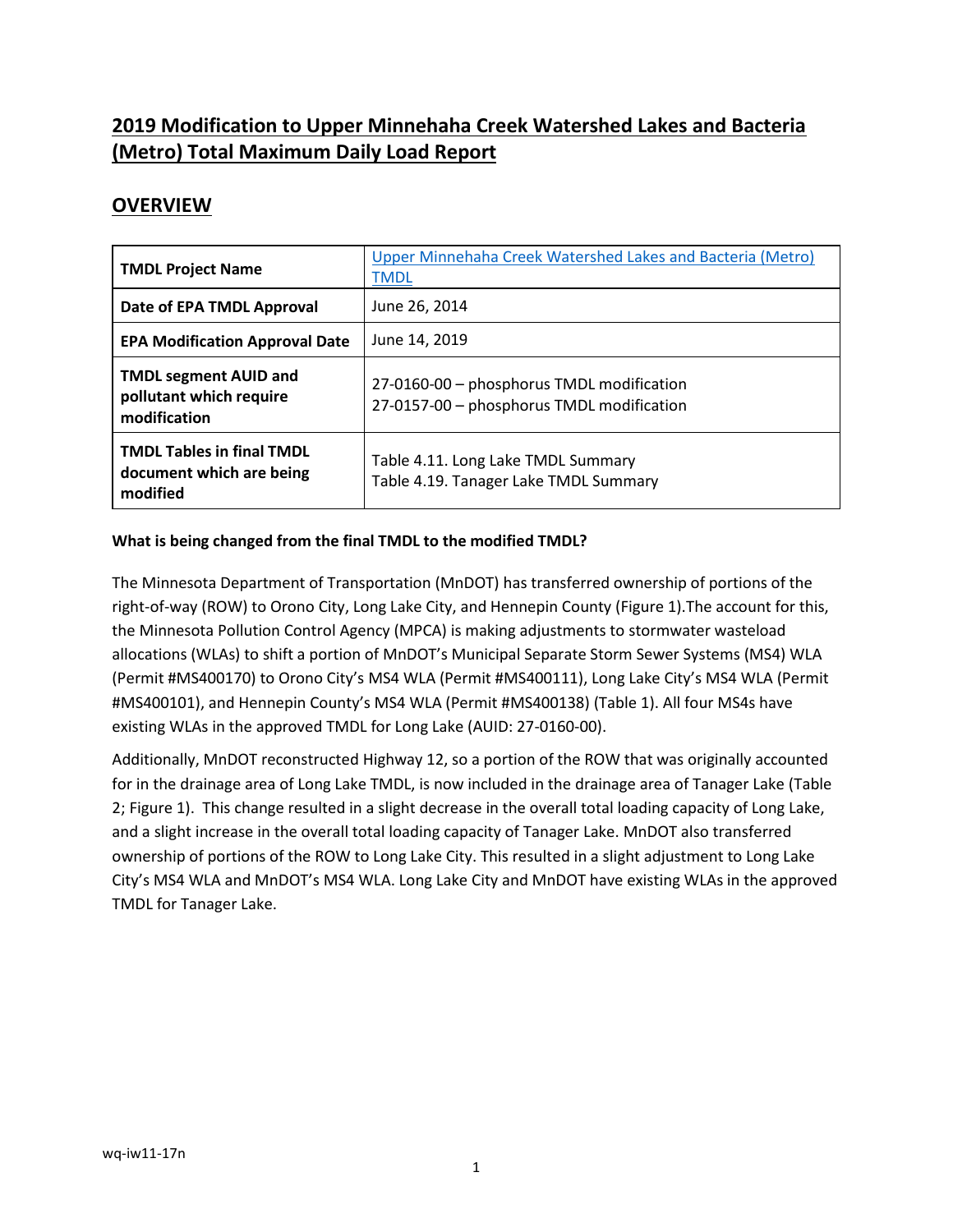# 2019 Modification to Upper Minnehaha Creek Watershed Lakes and Bacteria (Metro) Total Maximum Daily Load Report

## OVERVIEW

| | |
|---|---|
| **TMDL Project Name** | Upper Minnehaha Creek Watershed Lakes and Bacteria (Metro) TMDL |
| **Date of EPA TMDL Approval** | June 26, 2014 |
| **EPA Modification Approval Date** | June 14, 2019 |
| **TMDL segment AUID and pollutant which require modification** | 27-0160-00 – phosphorus TMDL modification<br>27-0157-00 – phosphorus TMDL modification |
| **TMDL Tables in final TMDL document which are being modified** | Table 4.11. Long Lake TMDL Summary<br>Table 4.19. Tanager Lake TMDL Summary |

**What is being changed from the final TMDL to the modified TMDL?**

The Minnesota Department of Transportation (MnDOT) has transferred ownership of portions of the right-of-way (ROW) to Orono City, Long Lake City, and Hennepin County (Figure 1).The account for this, the Minnesota Pollution Control Agency (MPCA) is making adjustments to stormwater wasteload allocations (WLAs) to shift a portion of MnDOT's Municipal Separate Storm Sewer Systems (MS4) WLA (Permit #MS400170) to Orono City's MS4 WLA (Permit #MS400111), Long Lake City's MS4 WLA (Permit #MS400101), and Hennepin County's MS4 WLA (Permit #MS400138) (Table 1). All four MS4s have existing WLAs in the approved TMDL for Long Lake (AUID: 27-0160-00).

Additionally, MnDOT reconstructed Highway 12, so a portion of the ROW that was originally accounted for in the drainage area of Long Lake TMDL, is now included in the drainage area of Tanager Lake (Table 2; Figure 1). This change resulted in a slight decrease in the overall total loading capacity of Long Lake, and a slight increase in the overall total loading capacity of Tanager Lake. MnDOT also transferred ownership of portions of the ROW to Long Lake City. This resulted in a slight adjustment to Long Lake City's MS4 WLA and MnDOT's MS4 WLA. Long Lake City and MnDOT have existing WLAs in the approved TMDL for Tanager Lake.

wq-iw11-17n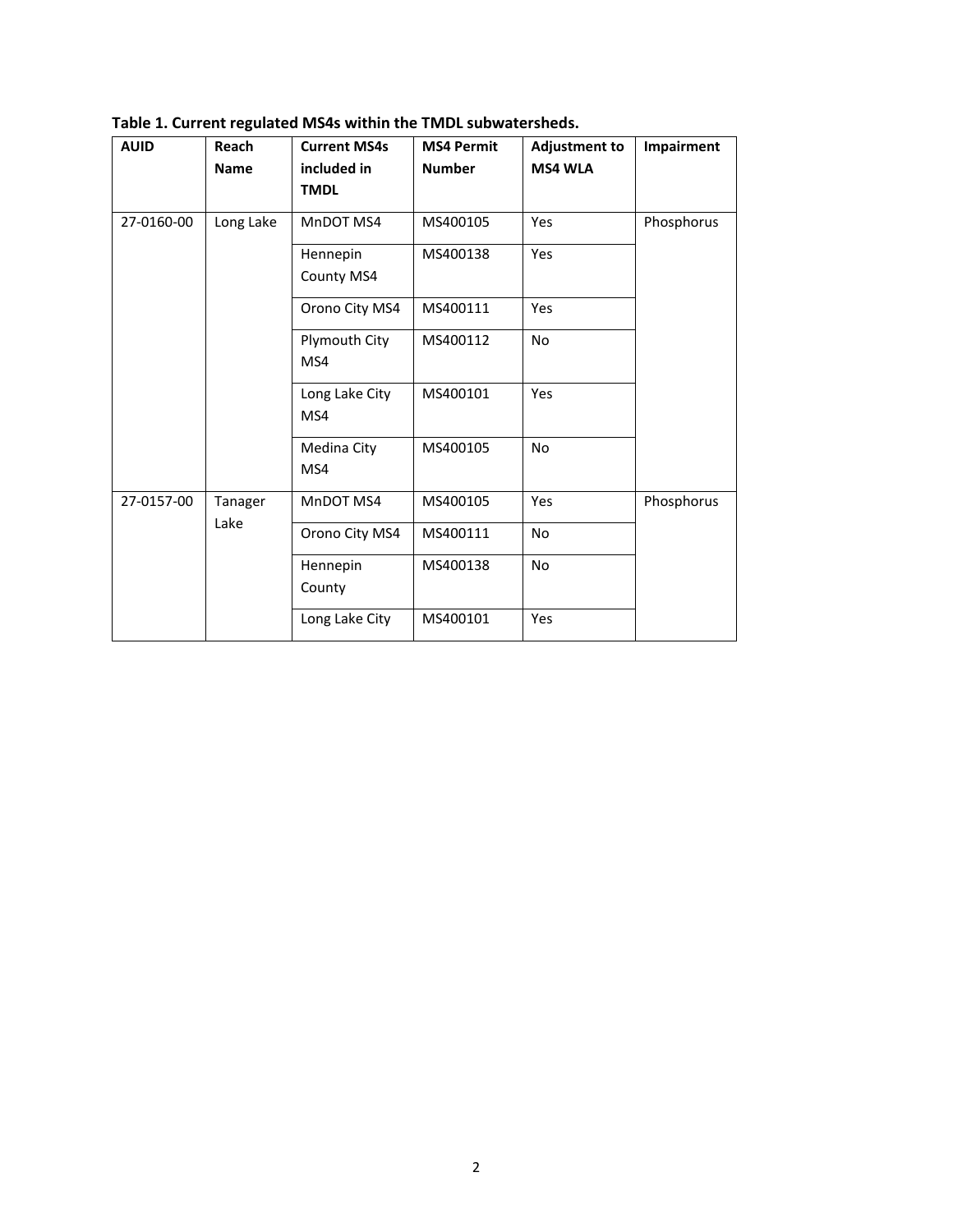**Table 1. Current regulated MS4s within the TMDL subwatersheds.**

| AUID | Reach Name | Current MS4s included in TMDL | MS4 Permit Number | Adjustment to MS4 WLA | Impairment |
|---|---|---|---|---|---|
| 27-0160-00 | Long Lake | MnDOT MS4 | MS400105 | Yes | Phosphorus |
| | | Hennepin County MS4 | MS400138 | Yes | |
| | | Orono City MS4 | MS400111 | Yes | |
| | | Plymouth City MS4 | MS400112 | No | |
| | | Long Lake City MS4 | MS400101 | Yes | |
| | | Medina City MS4 | MS400105 | No | |
| 27-0157-00 | Tanager Lake | MnDOT MS4 | MS400105 | Yes | Phosphorus |
| | | Orono City MS4 | MS400111 | No | |
| | | Hennepin County | MS400138 | No | |
| | | Long Lake City | MS400101 | Yes | |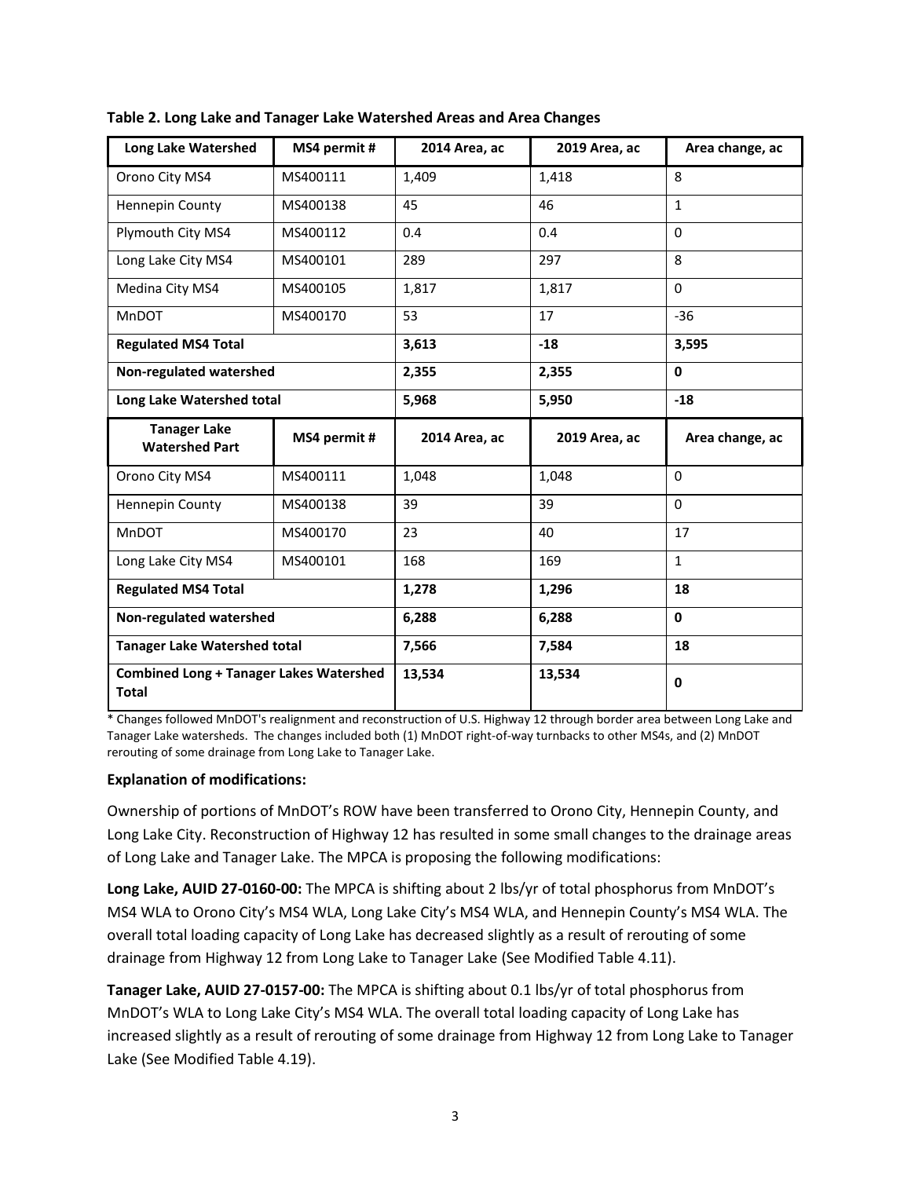**Table 2. Long Lake and Tanager Lake Watershed Areas and Area Changes**

| Long Lake Watershed | MS4 permit # | 2014 Area, ac | 2019 Area, ac | Area change, ac |
|---|---|---|---|---|
| Orono City MS4 | MS400111 | 1,409 | 1,418 | 8 |
| Hennepin County | MS400138 | 45 | 46 | 1 |
| Plymouth City MS4 | MS400112 | 0.4 | 0.4 | 0 |
| Long Lake City MS4 | MS400101 | 289 | 297 | 8 |
| Medina City MS4 | MS400105 | 1,817 | 1,817 | 0 |
| MnDOT | MS400170 | 53 | 17 | -36 |
| **Regulated MS4 Total** | | **3,613** | **-18** | **3,595** |
| **Non-regulated watershed** | | **2,355** | **2,355** | **0** |
| **Long Lake Watershed total** | | **5,968** | **5,950** | **-18** |
| **Tanager Lake Watershed Part** | **MS4 permit #** | **2014 Area, ac** | **2019 Area, ac** | **Area change, ac** |
| Orono City MS4 | MS400111 | 1,048 | 1,048 | 0 |
| Hennepin County | MS400138 | 39 | 39 | 0 |
| MnDOT | MS400170 | 23 | 40 | 17 |
| Long Lake City MS4 | MS400101 | 168 | 169 | 1 |
| **Regulated MS4 Total** | | **1,278** | **1,296** | **18** |
| **Non-regulated watershed** | | **6,288** | **6,288** | **0** |
| **Tanager Lake Watershed total** | | **7,566** | **7,584** | **18** |
| **Combined Long + Tanager Lakes Watershed Total** | | **13,534** | **13,534** | **0** |

* Changes followed MnDOT's realignment and reconstruction of U.S. Highway 12 through border area between Long Lake and Tanager Lake watersheds. The changes included both (1) MnDOT right-of-way turnbacks to other MS4s, and (2) MnDOT rerouting of some drainage from Long Lake to Tanager Lake.

**Explanation of modifications:**

Ownership of portions of MnDOT's ROW have been transferred to Orono City, Hennepin County, and Long Lake City. Reconstruction of Highway 12 has resulted in some small changes to the drainage areas of Long Lake and Tanager Lake. The MPCA is proposing the following modifications:

**Long Lake, AUID 27-0160-00:** The MPCA is shifting about 2 lbs/yr of total phosphorus from MnDOT's MS4 WLA to Orono City's MS4 WLA, Long Lake City's MS4 WLA, and Hennepin County's MS4 WLA. The overall total loading capacity of Long Lake has decreased slightly as a result of rerouting of some drainage from Highway 12 from Long Lake to Tanager Lake (See Modified Table 4.11).

**Tanager Lake, AUID 27-0157-00:** The MPCA is shifting about 0.1 lbs/yr of total phosphorus from MnDOT's WLA to Long Lake City's MS4 WLA. The overall total loading capacity of Long Lake has increased slightly as a result of rerouting of some drainage from Highway 12 from Long Lake to Tanager Lake (See Modified Table 4.19).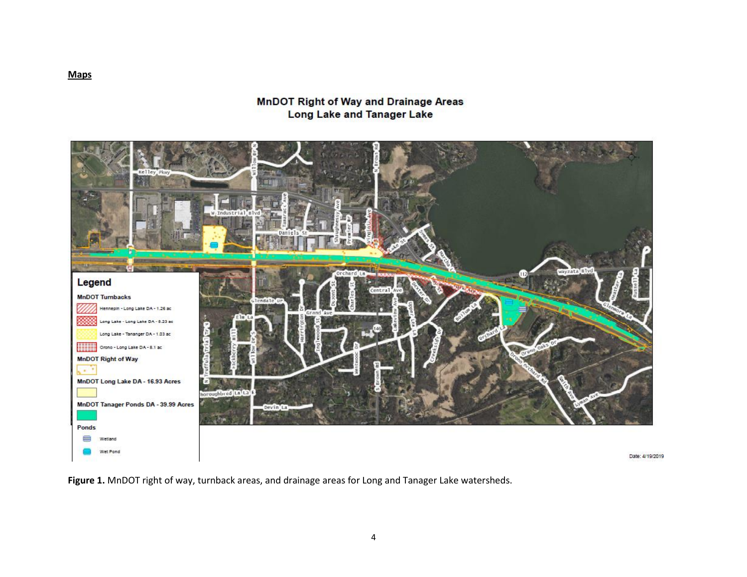**Maps**

Figure 1. MnDOT right of way, turnback areas, and drainage areas for Long and Tanager Lake watersheds.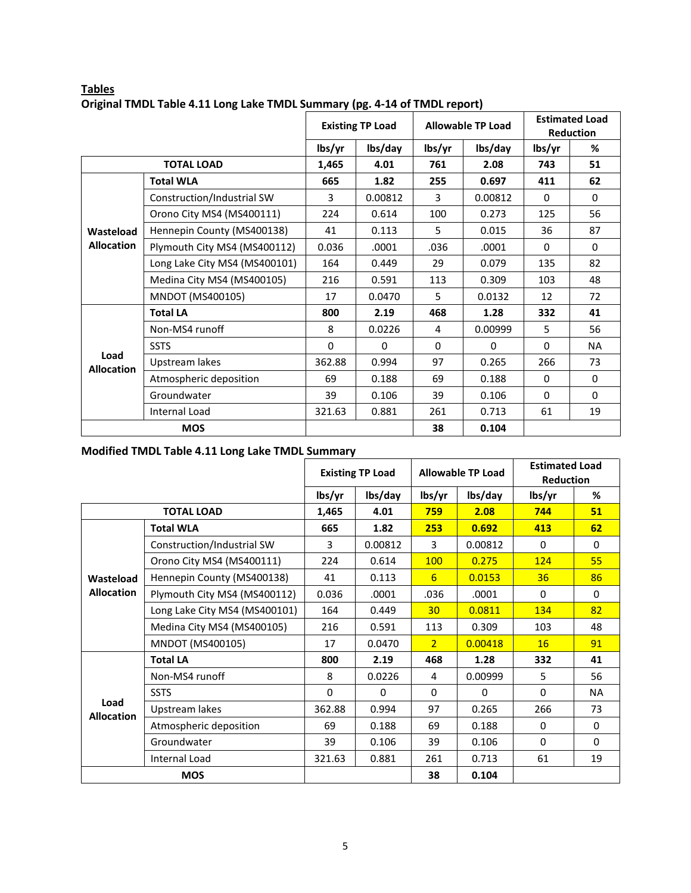## Tables

### Original TMDL Table 4.11 Long Lake TMDL Summary (pg. 4-14 of TMDL report)

| | | Existing TP Load | | Allowable TP Load | | Estimated Load Reduction | |
|---|---|---|---|---|---|---|---|
| | | lbs/yr | lbs/day | lbs/yr | lbs/day | lbs/yr | % |
| **TOTAL LOAD** | | **1,465** | **4.01** | **761** | **2.08** | **743** | **51** |
| **Wasteload Allocation** | **Total WLA** | **665** | **1.82** | **255** | **0.697** | **411** | **62** |
| | Construction/Industrial SW | 3 | 0.00812 | 3 | 0.00812 | 0 | 0 |
| | Orono City MS4 (MS400111) | 224 | 0.614 | 100 | 0.273 | 125 | 56 |
| | Hennepin County (MS400138) | 41 | 0.113 | 5 | 0.015 | 36 | 87 |
| | Plymouth City MS4 (MS400112) | 0.036 | .0001 | .036 | .0001 | 0 | 0 |
| | Long Lake City MS4 (MS400101) | 164 | 0.449 | 29 | 0.079 | 135 | 82 |
| | Medina City MS4 (MS400105) | 216 | 0.591 | 113 | 0.309 | 103 | 48 |
| | MNDOT (MS400105) | 17 | 0.0470 | 5 | 0.0132 | 12 | 72 |
| **Load Allocation** | **Total LA** | **800** | **2.19** | **468** | **1.28** | **332** | **41** |
| | Non-MS4 runoff | 8 | 0.0226 | 4 | 0.00999 | 5 | 56 |
| | SSTS | 0 | 0 | 0 | 0 | 0 | NA |
| | Upstream lakes | 362.88 | 0.994 | 97 | 0.265 | 266 | 73 |
| | Atmospheric deposition | 69 | 0.188 | 69 | 0.188 | 0 | 0 |
| | Groundwater | 39 | 0.106 | 39 | 0.106 | 0 | 0 |
| | Internal Load | 321.63 | 0.881 | 261 | 0.713 | 61 | 19 |
| **MOS** | | | | **38** | **0.104** | | |

### Modified TMDL Table 4.11 Long Lake TMDL Summary

| | | Existing TP Load | | Allowable TP Load | | Estimated Load Reduction | |
|---|---|---|---|---|---|---|---|
| | | lbs/yr | lbs/day | lbs/yr | lbs/day | lbs/yr | % |
| **TOTAL LOAD** | | **1,465** | **4.01** | **759** | **2.08** | **744** | **51** |
| **Wasteload Allocation** | **Total WLA** | **665** | **1.82** | **253** | **0.692** | **413** | **62** |
| | Construction/Industrial SW | 3 | 0.00812 | 3 | 0.00812 | 0 | 0 |
| | Orono City MS4 (MS400111) | 224 | 0.614 | 100 | 0.275 | 124 | 55 |
| | Hennepin County (MS400138) | 41 | 0.113 | 6 | 0.0153 | 36 | 86 |
| | Plymouth City MS4 (MS400112) | 0.036 | .0001 | .036 | .0001 | 0 | 0 |
| | Long Lake City MS4 (MS400101) | 164 | 0.449 | 30 | 0.0811 | 134 | 82 |
| | Medina City MS4 (MS400105) | 216 | 0.591 | 113 | 0.309 | 103 | 48 |
| | MNDOT (MS400105) | 17 | 0.0470 | 2 | 0.00418 | 16 | 91 |
| **Load Allocation** | **Total LA** | **800** | **2.19** | **468** | **1.28** | **332** | **41** |
| | Non-MS4 runoff | 8 | 0.0226 | 4 | 0.00999 | 5 | 56 |
| | SSTS | 0 | 0 | 0 | 0 | 0 | NA |
| | Upstream lakes | 362.88 | 0.994 | 97 | 0.265 | 266 | 73 |
| | Atmospheric deposition | 69 | 0.188 | 69 | 0.188 | 0 | 0 |
| | Groundwater | 39 | 0.106 | 39 | 0.106 | 0 | 0 |
| | Internal Load | 321.63 | 0.881 | 261 | 0.713 | 61 | 19 |
| **MOS** | | | | **38** | **0.104** | | |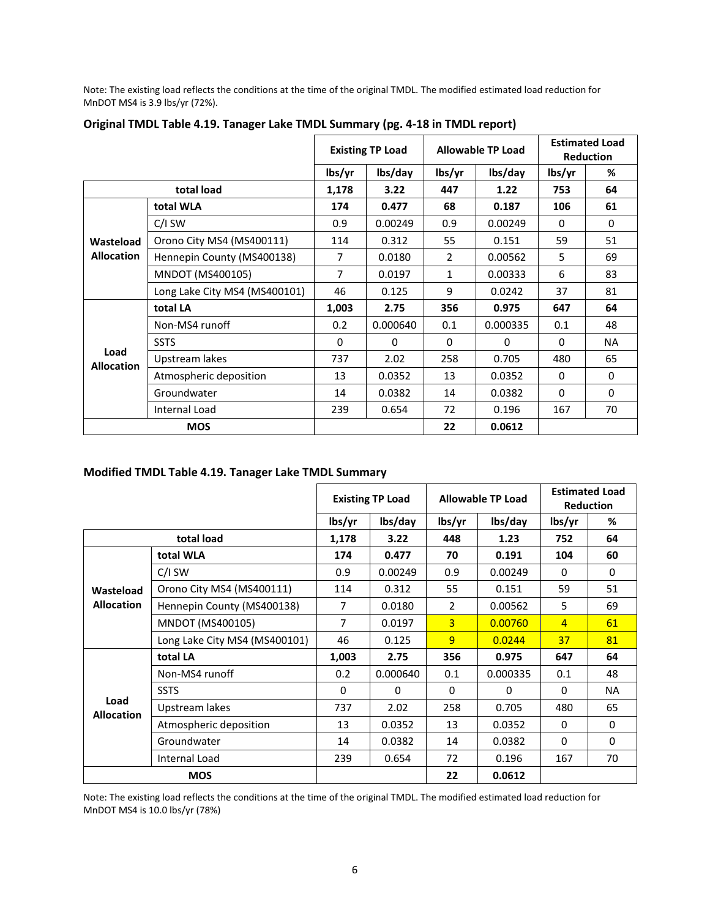Note: The existing load reflects the conditions at the time of the original TMDL. The modified estimated load reduction for MnDOT MS4 is 3.9 lbs/yr (72%).

**Original TMDL Table 4.19. Tanager Lake TMDL Summary (pg. 4-18 in TMDL report)**

| | | Existing TP Load | | Allowable TP Load | | Estimated Load Reduction | |
|---|---|---|---|---|---|---|---|
| | | lbs/yr | lbs/day | lbs/yr | lbs/day | lbs/yr | % |
| **total load** | | **1,178** | **3.22** | **447** | **1.22** | **753** | **64** |
| **Wasteload Allocation** | **total WLA** | **174** | **0.477** | **68** | **0.187** | **106** | **61** |
| | C/I SW | 0.9 | 0.00249 | 0.9 | 0.00249 | 0 | 0 |
| | Orono City MS4 (MS400111) | 114 | 0.312 | 55 | 0.151 | 59 | 51 |
| | Hennepin County (MS400138) | 7 | 0.0180 | 2 | 0.00562 | 5 | 69 |
| | MNDOT (MS400105) | 7 | 0.0197 | 1 | 0.00333 | 6 | 83 |
| | Long Lake City MS4 (MS400101) | 46 | 0.125 | 9 | 0.0242 | 37 | 81 |
| **Load Allocation** | **total LA** | **1,003** | **2.75** | **356** | **0.975** | **647** | **64** |
| | Non-MS4 runoff | 0.2 | 0.000640 | 0.1 | 0.000335 | 0.1 | 48 |
| | SSTS | 0 | 0 | 0 | 0 | 0 | NA |
| | Upstream lakes | 737 | 2.02 | 258 | 0.705 | 480 | 65 |
| | Atmospheric deposition | 13 | 0.0352 | 13 | 0.0352 | 0 | 0 |
| | Groundwater | 14 | 0.0382 | 14 | 0.0382 | 0 | 0 |
| | Internal Load | 239 | 0.654 | 72 | 0.196 | 167 | 70 |
| **MOS** | | | | **22** | **0.0612** | | |

**Modified TMDL Table 4.19. Tanager Lake TMDL Summary**

| | | Existing TP Load | | Allowable TP Load | | Estimated Load Reduction | |
|---|---|---|---|---|---|---|---|
| | | lbs/yr | lbs/day | lbs/yr | lbs/day | lbs/yr | % |
| **total load** | | **1,178** | **3.22** | **448** | **1.23** | **752** | **64** |
| **Wasteload Allocation** | **total WLA** | **174** | **0.477** | **70** | **0.191** | **104** | **60** |
| | C/I SW | 0.9 | 0.00249 | 0.9 | 0.00249 | 0 | 0 |
| | Orono City MS4 (MS400111) | 114 | 0.312 | 55 | 0.151 | 59 | 51 |
| | Hennepin County (MS400138) | 7 | 0.0180 | 2 | 0.00562 | 5 | 69 |
| | MNDOT (MS400105) | 7 | 0.0197 | 3 | 0.00760 | 4 | 61 |
| | Long Lake City MS4 (MS400101) | 46 | 0.125 | 9 | 0.0244 | 37 | 81 |
| **Load Allocation** | **total LA** | **1,003** | **2.75** | **356** | **0.975** | **647** | **64** |
| | Non-MS4 runoff | 0.2 | 0.000640 | 0.1 | 0.000335 | 0.1 | 48 |
| | SSTS | 0 | 0 | 0 | 0 | 0 | NA |
| | Upstream lakes | 737 | 2.02 | 258 | 0.705 | 480 | 65 |
| | Atmospheric deposition | 13 | 0.0352 | 13 | 0.0352 | 0 | 0 |
| | Groundwater | 14 | 0.0382 | 14 | 0.0382 | 0 | 0 |
| | Internal Load | 239 | 0.654 | 72 | 0.196 | 167 | 70 |
| **MOS** | | | | **22** | **0.0612** | | |

Note: The existing load reflects the conditions at the time of the original TMDL. The modified estimated load reduction for MnDOT MS4 is 10.0 lbs/yr (78%)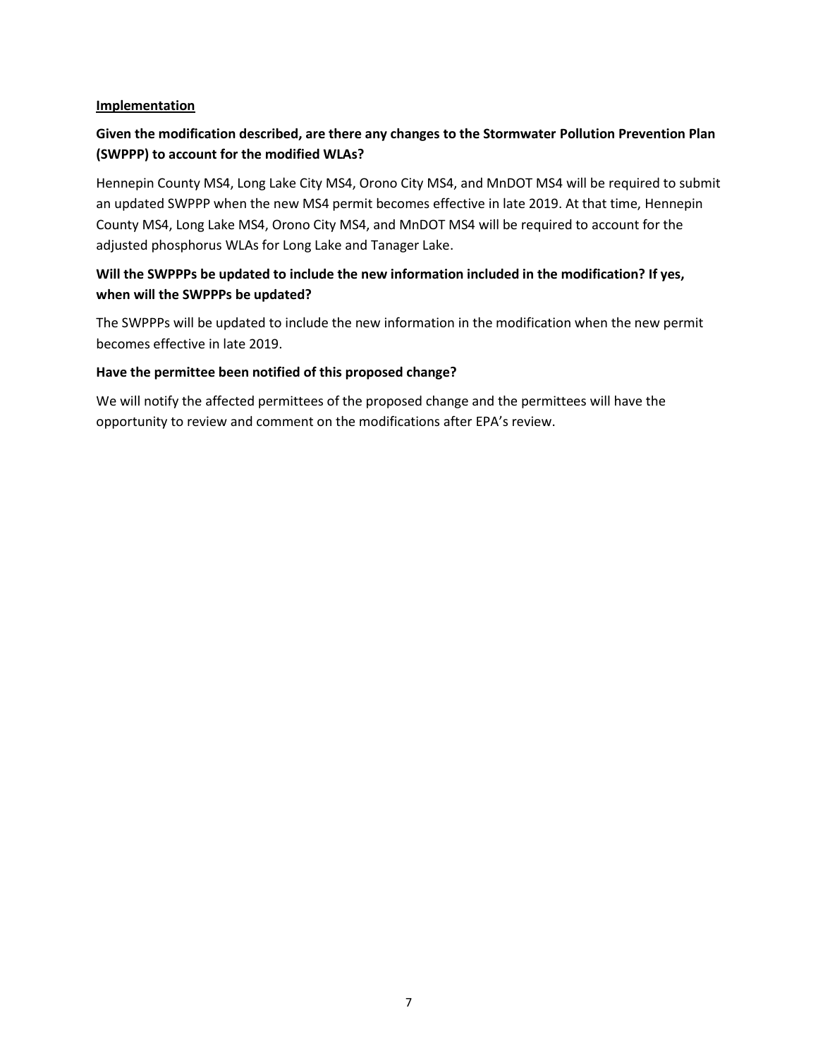**Implementation**

**Given the modification described, are there any changes to the Stormwater Pollution Prevention Plan (SWPPP) to account for the modified WLAs?**

Hennepin County MS4, Long Lake City MS4, Orono City MS4, and MnDOT MS4 will be required to submit an updated SWPPP when the new MS4 permit becomes effective in late 2019. At that time, Hennepin County MS4, Long Lake MS4, Orono City MS4, and MnDOT MS4 will be required to account for the adjusted phosphorus WLAs for Long Lake and Tanager Lake.

**Will the SWPPPs be updated to include the new information included in the modification? If yes, when will the SWPPPs be updated?**

The SWPPPs will be updated to include the new information in the modification when the new permit becomes effective in late 2019.

**Have the permittee been notified of this proposed change?**

We will notify the affected permittees of the proposed change and the permittees will have the opportunity to review and comment on the modifications after EPA's review.